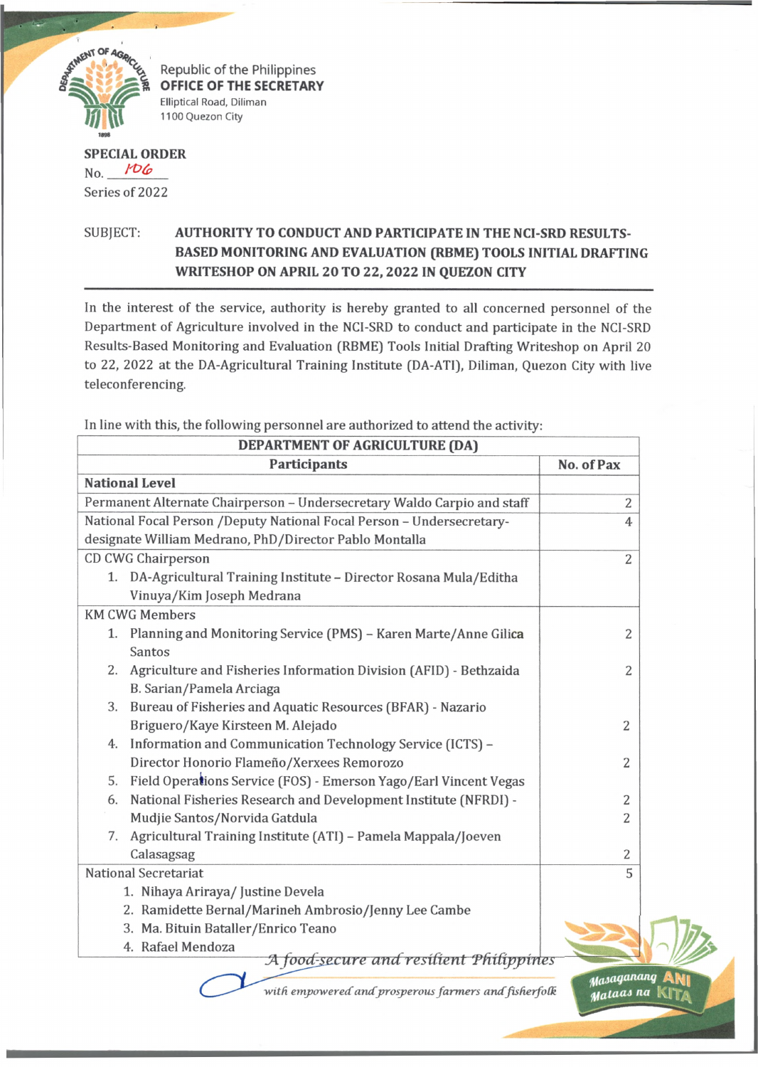Republic of the Philippines
**OFFICE OF THE SECRETARY**
Elliptical Road, Diliman
1100 Quezon City

**SPECIAL ORDER**
No. 106
Series of 2022

SUBJECT: **AUTHORITY TO CONDUCT AND PARTICIPATE IN THE NCI-SRD RESULTS-BASED MONITORING AND EVALUATION (RBME) TOOLS INITIAL DRAFTING WRITESHOP ON APRIL 20 TO 22, 2022 IN QUEZON CITY**

In the interest of the service, authority is hereby granted to all concerned personnel of the Department of Agriculture involved in the NCI-SRD to conduct and participate in the NCI-SRD Results-Based Monitoring and Evaluation (RBME) Tools Initial Drafting Writeshop on April 20 to 22, 2022 at the DA-Agricultural Training Institute (DA-ATI), Diliman, Quezon City with live teleconferencing.

In line with this, the following personnel are authorized to attend the activity:

| **DEPARTMENT OF AGRICULTURE (DA)** | |
|---|---|
| **Participants** | **No. of Pax** |
| **National Level** | |
| Permanent Alternate Chairperson – Undersecretary Waldo Carpio and staff | 2 |
| National Focal Person /Deputy National Focal Person – Undersecretary-designate William Medrano, PhD/Director Pablo Montalla | 4 |
| CD CWG Chairperson<br>1. DA-Agricultural Training Institute – Director Rosana Mula/Editha Vinuya/Kim Joseph Medrana | 2 |
| KM CWG Members<br>1. Planning and Monitoring Service (PMS) – Karen Marte/Anne Gilica Santos | 2 |
| 2. Agriculture and Fisheries Information Division (AFID) - Bethzaida B. Sarian/Pamela Arciaga | 2 |
| 3. Bureau of Fisheries and Aquatic Resources (BFAR) - Nazario Briguero/Kaye Kirsteen M. Alejado | 2 |
| 4. Information and Communication Technology Service (ICTS) – Director Honorio Flameño/Xerxees Remorozo | 2 |
| 5. Field Operations Service (FOS) - Emerson Yago/Earl Vincent Vegas | 2 |
| 6. National Fisheries Research and Development Institute (NFRDI) - Mudjie Santos/Norvida Gatdula | 2 |
| 7. Agricultural Training Institute (ATI) – Pamela Mappala/Joeven Calasagsag | 2 |
| National Secretariat<br>1. Nihaya Ariraya/ Justine Devela<br>2. Ramidette Bernal/Marineh Ambrosio/Jenny Lee Cambe<br>3. Ma. Bituin Bataller/Enrico Teano<br>4. Rafael Mendoza | 5 |

*A food-secure and resilient Philippines with empowered and prosperous farmers and fisherfolk*

Masaganang ANI Mataas na KITA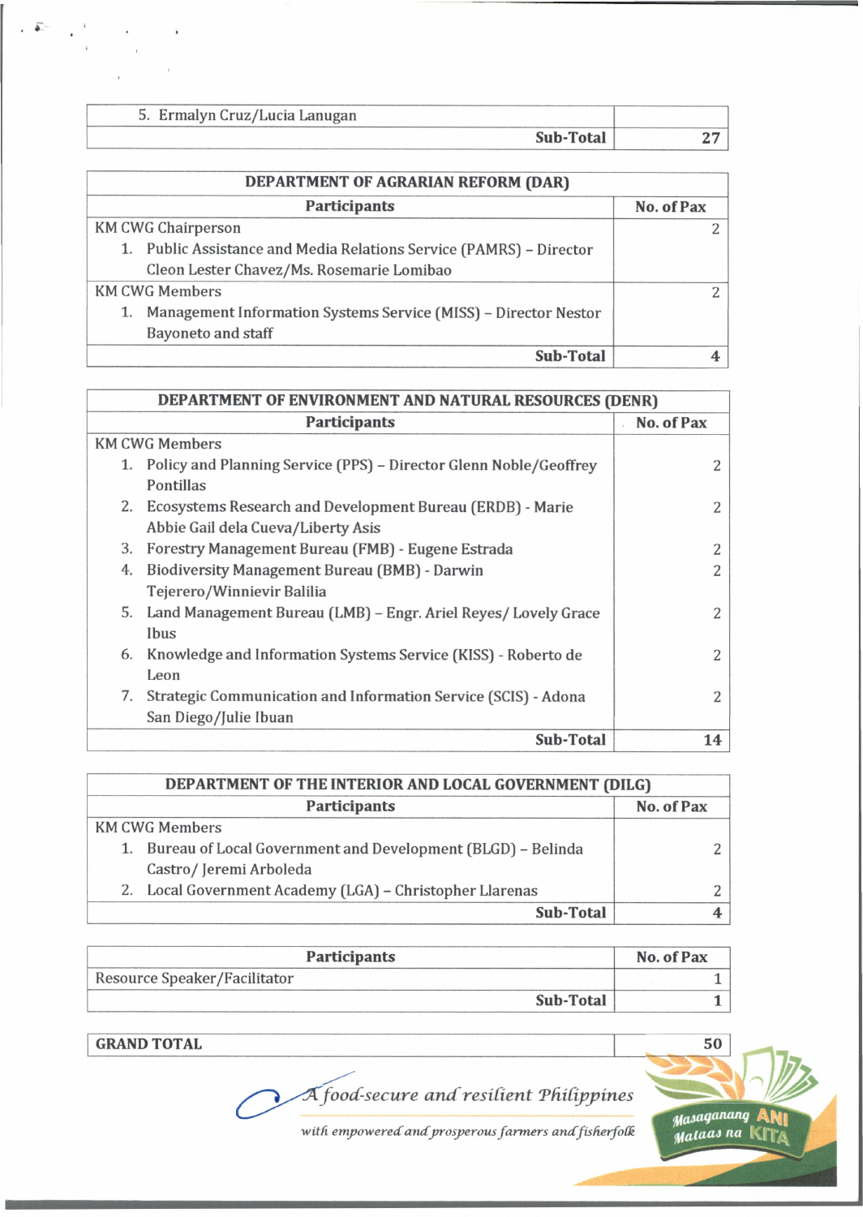| | |
|---|---|
| 5. Ermalyn Cruz/Lucia Lanugan | |
| **Sub-Total** | **27** |

| DEPARTMENT OF AGRARIAN REFORM (DAR) | |
|---|---|
| **Participants** | **No. of Pax** |
| KM CWG Chairperson<br>1. Public Assistance and Media Relations Service (PAMRS) – Director Cleon Lester Chavez/Ms. Rosemarie Lomibao | 2 |
| KM CWG Members<br>1. Management Information Systems Service (MISS) – Director Nestor Bayoneto and staff | 2 |
| **Sub-Total** | **4** |

| DEPARTMENT OF ENVIRONMENT AND NATURAL RESOURCES (DENR) | |
|---|---|
| **Participants** | **No. of Pax** |
| KM CWG Members | |
| 1. Policy and Planning Service (PPS) – Director Glenn Noble/Geoffrey Pontillas | 2 |
| 2. Ecosystems Research and Development Bureau (ERDB) - Marie Abbie Gail dela Cueva/Liberty Asis | 2 |
| 3. Forestry Management Bureau (FMB) - Eugene Estrada | 2 |
| 4. Biodiversity Management Bureau (BMB) - Darwin Tejerero/Winnievir Balilia | 2 |
| 5. Land Management Bureau (LMB) – Engr. Ariel Reyes/ Lovely Grace Ibus | 2 |
| 6. Knowledge and Information Systems Service (KISS) - Roberto de Leon | 2 |
| 7. Strategic Communication and Information Service (SCIS) - Adona San Diego/Julie Ibuan | 2 |
| **Sub-Total** | **14** |

| DEPARTMENT OF THE INTERIOR AND LOCAL GOVERNMENT (DILG) | |
|---|---|
| **Participants** | **No. of Pax** |
| KM CWG Members | |
| 1. Bureau of Local Government and Development (BLGD) – Belinda Castro/ Jeremi Arboleda | 2 |
| 2. Local Government Academy (LGA) – Christopher Llarenas | 2 |
| **Sub-Total** | **4** |

| Participants | No. of Pax |
|---|---|
| Resource Speaker/Facilitator | 1 |
| **Sub-Total** | **1** |

| | |
|---|---|
| **GRAND TOTAL** | **50** |

*A food-secure and resilient Philippines with empowered and prosperous farmers and fisherfolk*

Masaganang ANI Mataas na KITA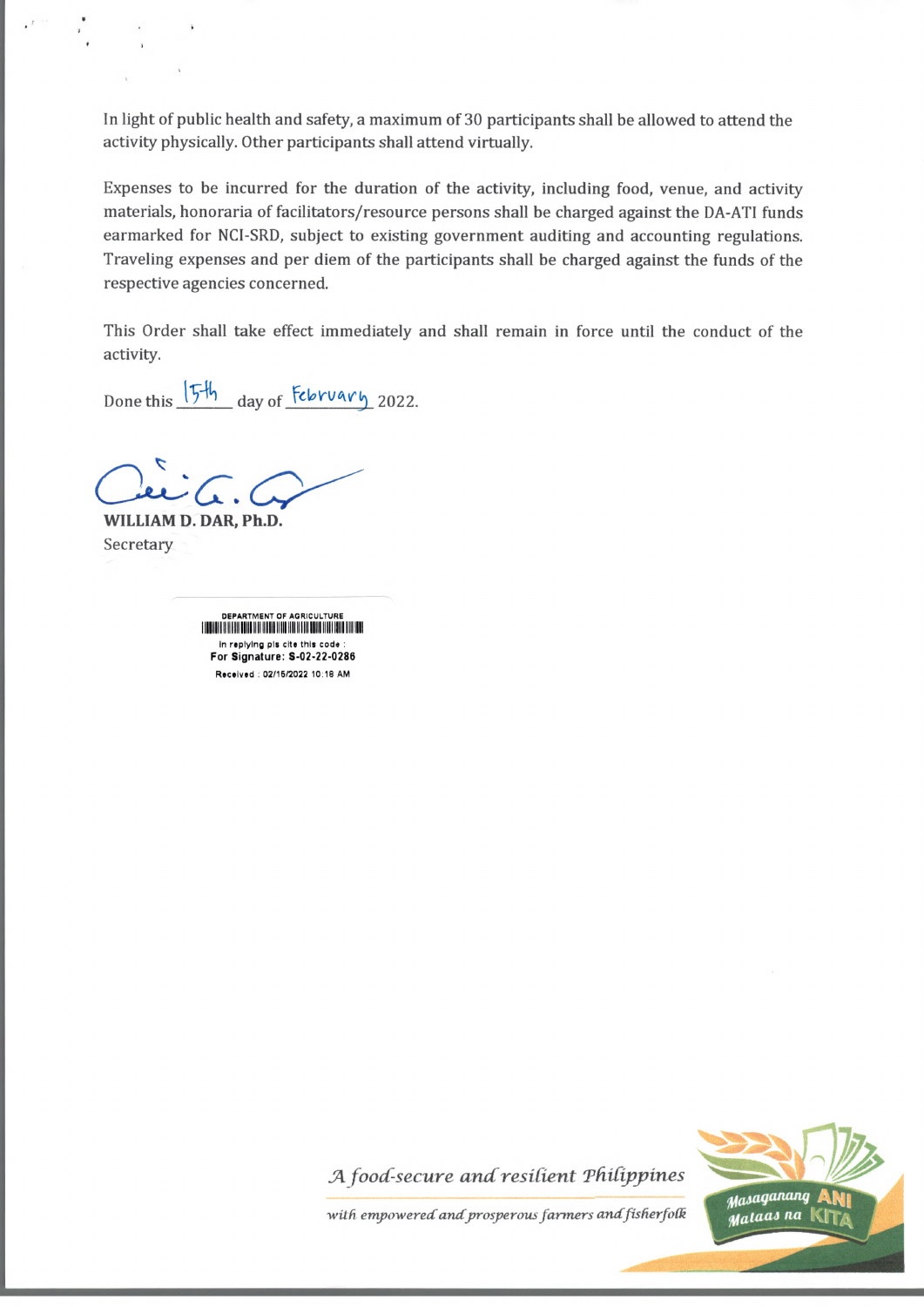In light of public health and safety, a maximum of 30 participants shall be allowed to attend the activity physically. Other participants shall attend virtually.

Expenses to be incurred for the duration of the activity, including food, venue, and activity materials, honoraria of facilitators/resource persons shall be charged against the DA-ATI funds earmarked for NCI-SRD, subject to existing government auditing and accounting regulations. Traveling expenses and per diem of the participants shall be charged against the funds of the respective agencies concerned.

This Order shall take effect immediately and shall remain in force until the conduct of the activity.

Done this 15th day of February 2022.

**WILLIAM D. DAR, Ph.D.**
Secretary

DEPARTMENT OF AGRICULTURE
In replying pls cite this code :
For Signature: S-02-22-0286
Received : 02/15/2022 10:18 AM

*A food-secure and resilient Philippines*
*with empowered and prosperous farmers and fisherfolk*

Masaganang ANI Mataas na KITA